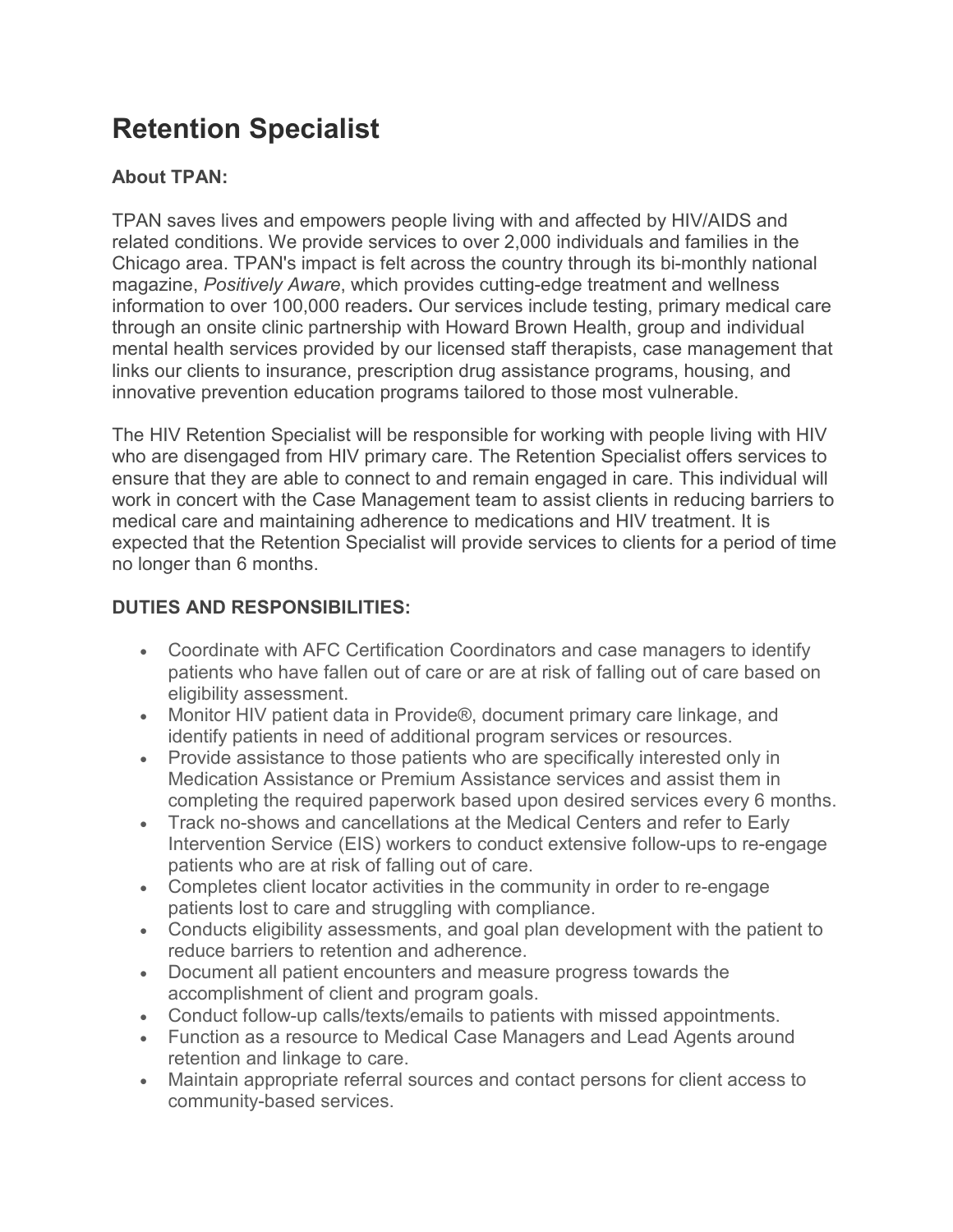# Retention Specialist

**About TPAN:**

TPAN saves lives and empowers people living with and affected by HIV/AIDS and related conditions. We provide services to over 2,000 individuals and families in the Chicago area. TPAN's impact is felt across the country through its bi-monthly national magazine, *Positively Aware*, which provides cutting-edge treatment and wellness information to over 100,000 readers**.** Our services include testing, primary medical care through an onsite clinic partnership with Howard Brown Health, group and individual mental health services provided by our licensed staff therapists, case management that links our clients to insurance, prescription drug assistance programs, housing, and innovative prevention education programs tailored to those most vulnerable.

The HIV Retention Specialist will be responsible for working with people living with HIV who are disengaged from HIV primary care. The Retention Specialist offers services to ensure that they are able to connect to and remain engaged in care. This individual will work in concert with the Case Management team to assist clients in reducing barriers to medical care and maintaining adherence to medications and HIV treatment. It is expected that the Retention Specialist will provide services to clients for a period of time no longer than 6 months.

**DUTIES AND RESPONSIBILITIES:**

- Coordinate with AFC Certification Coordinators and case managers to identify patients who have fallen out of care or are at risk of falling out of care based on eligibility assessment.
- Monitor HIV patient data in Provide®, document primary care linkage, and identify patients in need of additional program services or resources.
- Provide assistance to those patients who are specifically interested only in Medication Assistance or Premium Assistance services and assist them in completing the required paperwork based upon desired services every 6 months.
- Track no-shows and cancellations at the Medical Centers and refer to Early Intervention Service (EIS) workers to conduct extensive follow-ups to re-engage patients who are at risk of falling out of care.
- Completes client locator activities in the community in order to re-engage patients lost to care and struggling with compliance.
- Conducts eligibility assessments, and goal plan development with the patient to reduce barriers to retention and adherence.
- Document all patient encounters and measure progress towards the accomplishment of client and program goals.
- Conduct follow-up calls/texts/emails to patients with missed appointments.
- Function as a resource to Medical Case Managers and Lead Agents around retention and linkage to care.
- Maintain appropriate referral sources and contact persons for client access to community-based services.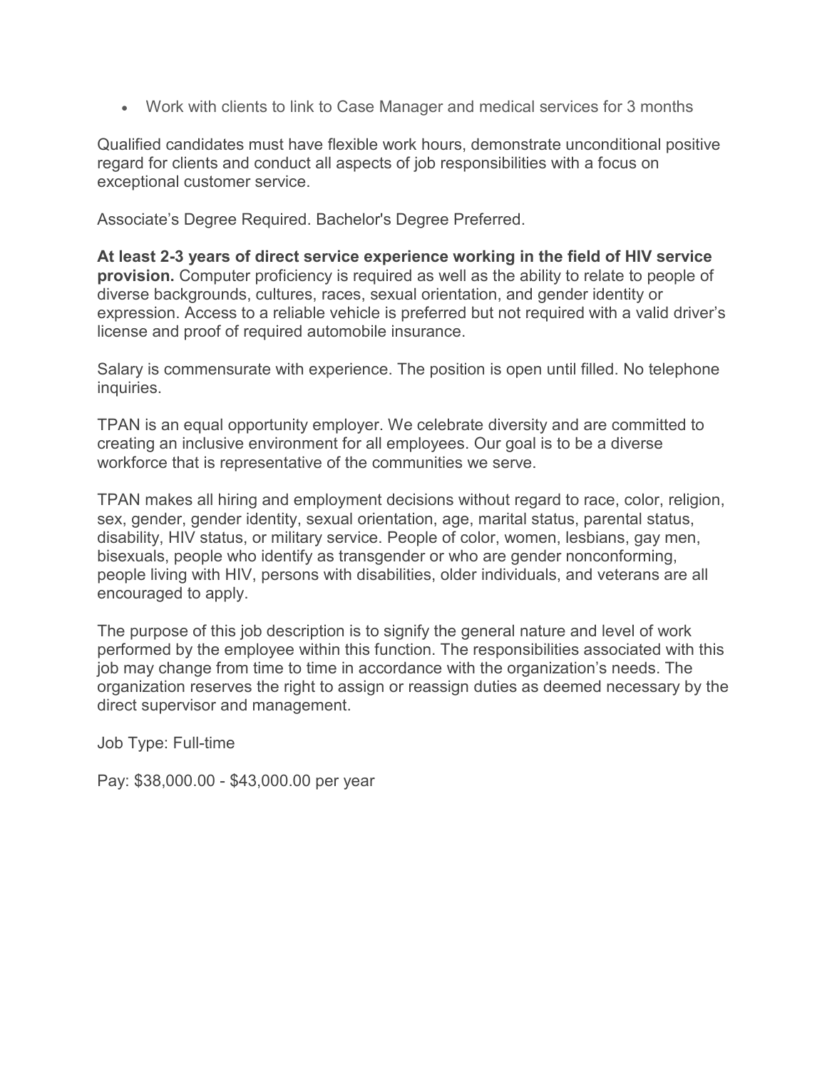- Work with clients to link to Case Manager and medical services for 3 months

Qualified candidates must have flexible work hours, demonstrate unconditional positive regard for clients and conduct all aspects of job responsibilities with a focus on exceptional customer service.

Associate's Degree Required. Bachelor's Degree Preferred.

**At least 2-3 years of direct service experience working in the field of HIV service provision.** Computer proficiency is required as well as the ability to relate to people of diverse backgrounds, cultures, races, sexual orientation, and gender identity or expression. Access to a reliable vehicle is preferred but not required with a valid driver's license and proof of required automobile insurance.

Salary is commensurate with experience. The position is open until filled. No telephone inquiries.

TPAN is an equal opportunity employer. We celebrate diversity and are committed to creating an inclusive environment for all employees. Our goal is to be a diverse workforce that is representative of the communities we serve.

TPAN makes all hiring and employment decisions without regard to race, color, religion, sex, gender, gender identity, sexual orientation, age, marital status, parental status, disability, HIV status, or military service. People of color, women, lesbians, gay men, bisexuals, people who identify as transgender or who are gender nonconforming, people living with HIV, persons with disabilities, older individuals, and veterans are all encouraged to apply.

The purpose of this job description is to signify the general nature and level of work performed by the employee within this function. The responsibilities associated with this job may change from time to time in accordance with the organization's needs. The organization reserves the right to assign or reassign duties as deemed necessary by the direct supervisor and management.

Job Type: Full-time

Pay: $38,000.00 - $43,000.00 per year